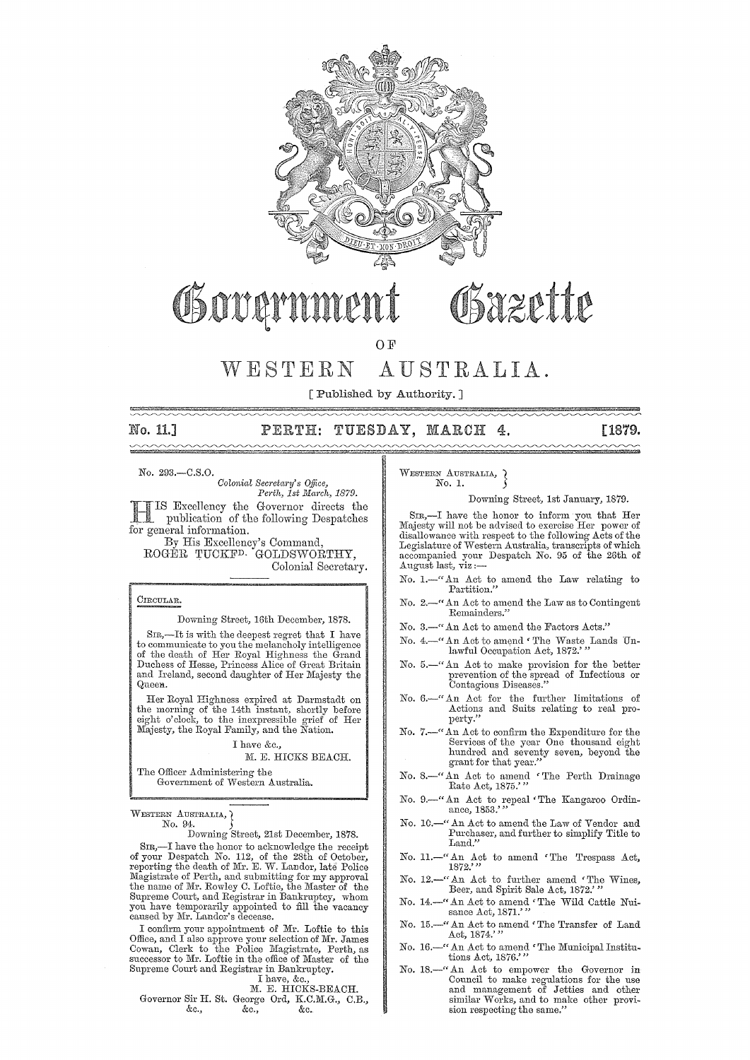# Government Gazette

OF

# WESTERN AUSTRALIA.

[ Published by Authority. ]

**No. 11.] PERTH: TUESDAY, MARCH 4. [1879.**

No. 293.—C.S.O.

*Colonial Secretary's Office,*
*Perth, 1st March, 1879.*

HIS Excellency the Governor directs the publication of the following Despatches for general information.

By His Excellency's Command,
ROGER TUCKFD. GOLDSWORTHY,
Colonial Secretary.

CIRCULAR.

Downing Street, 16th December, 1878.

SIR,—It is with the deepest regret that I have to communicate to you the melancholy intelligence of the death of Her Royal Highness the Grand Duchess of Hesse, Princess Alice of Great Britain and Ireland, second daughter of Her Majesty the Queen.

Her Royal Highness expired at Darmstadt on the morning of the 14th instant, shortly before eight o'clock, to the inexpressible grief of Her Majesty, the Royal Family, and the Nation.

I have &c.,
M. E. HICKS BEACH.

The Officer Administering the
Government of Western Australia.

WESTERN AUSTRALIA,
No. 94.

Downing Street, 21st December, 1878.

SIR,—I have the honor to acknowledge the receipt of your Despatch No. 112, of the 28th of October, reporting the death of Mr. E. W. Landor, late Police Magistrate of Perth, and submitting for my approval the name of Mr. Rowley C. Loftie, the Master of the Supreme Court, and Registrar in Bankruptcy, whom you have temporarily appointed to fill the vacancy caused by Mr. Landor's decease.

I confirm your appointment of Mr. Loftie to this Office, and I also approve your selection of Mr. James Cowan, Clerk to the Police Magistrate, Perth, as successor to Mr. Loftie in the office of Master of the Supreme Court and Registrar in Bankruptcy.

I have, &c.,
M. E. HICKS-BEACH.

Governor Sir H. St. George Ord, K.C.M.G., C.B.,
&c., &c., &c.

WESTERN AUSTRALIA,
No. 1.

Downing Street, 1st January, 1879.

SIR,—I have the honor to inform you that Her Majesty will not be advised to exercise Her power of disallowance with respect to the following Acts of the Legislature of Western Australia, transcripts of which accompanied your Despatch No. 95 of the 26th of August last, viz:—

No. 1.—"An Act to amend the Law relating to Partition."

No. 2.—"An Act to amend the Law as to Contingent Remainders."

No. 3.—"An Act to amend the Factors Acts."

No. 4.—"An Act to amend 'The Waste Lands Unlawful Occupation Act, 1872.'"

No. 5.—"An Act to make provision for the better prevention of the spread of Infectious or Contagious Diseases."

No. 6.—"An Act for the further limitations of Actions and Suits relating to real property."

No. 7.—"An Act to confirm the Expenditure for the Services of the year One thousand eight hundred and seventy seven, beyond the grant for that year."

No. 8.—"An Act to amend 'The Perth Drainage Rate Act, 1875.'"

No. 9.—"An Act to repeal 'The Kangaroo Ordinance, 1853.'"

No. 10.—"An Act to amend the Law of Vendor and Purchaser, and further to simplify Title to Land."

No. 11.—"An Act to amend 'The Trespass Act, 1872.'"

No. 12.—"An Act to further amend 'The Wines, Beer, and Spirit Sale Act, 1872.'"

No. 14.—"An Act to amend 'The Wild Cattle Nuisance Act, 1871.'"

No. 15.—"An Act to amend 'The Transfer of Land Act, 1874.'"

No. 16.—"An Act to amend 'The Municipal Institutions Act, 1876.'"

No. 18.—"An Act to empower the Governor in Council to make regulations for the use and management of Jetties and other similar Works, and to make other provision respecting the same."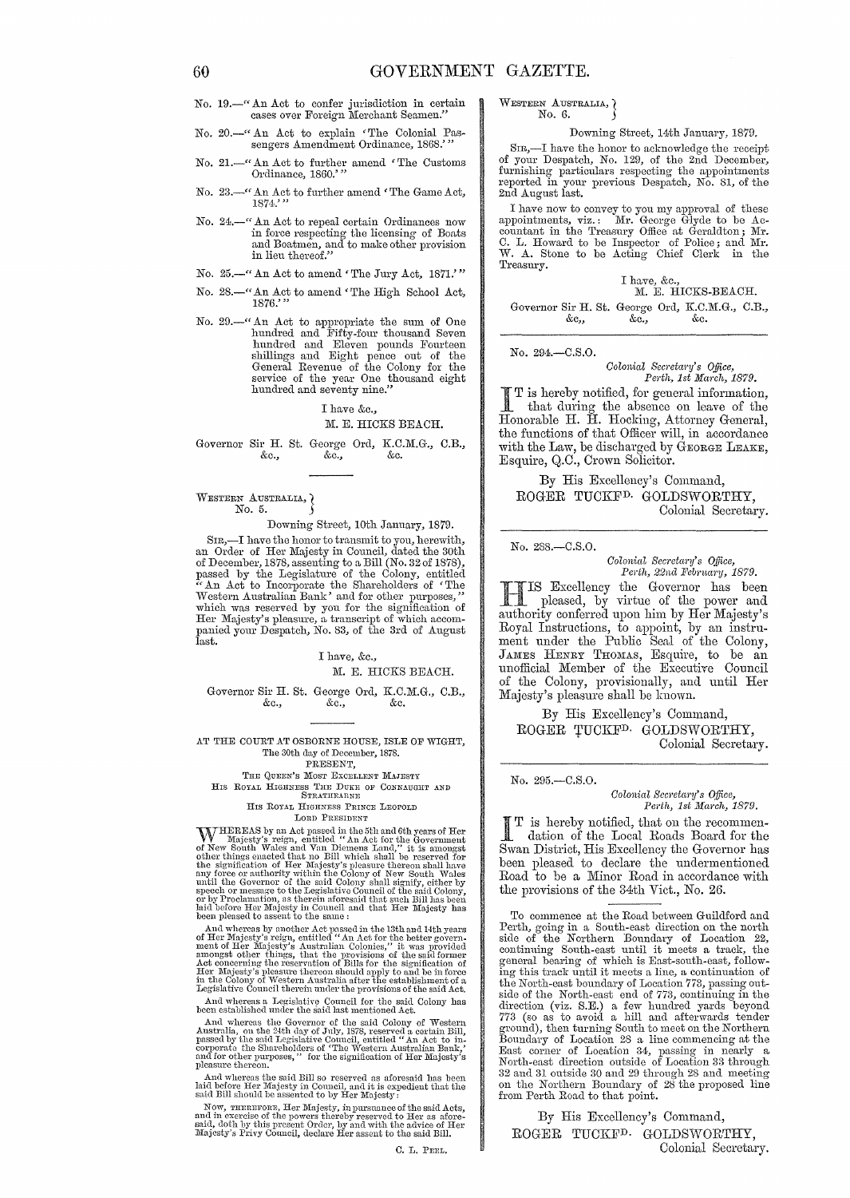No. 19.—"An Act to confer jurisdiction in certain cases over Foreign Merchant Seamen."

No. 20.—"An Act to explain 'The Colonial Passengers Amendment Ordinance, 1868.'"

No. 21.—"An Act to further amend 'The Customs Ordinance, 1860.'"

No. 23.—"An Act to further amend 'The Game Act, 1874.'"

No. 24.—"An Act to repeal certain Ordinances now in force respecting the licensing of Boats and Boatmen, and to make other provision in lieu thereof."

No. 25.—"An Act to amend 'The Jury Act, 1871.'"

No. 28.—"An Act to amend 'The High School Act, 1876.'"

No. 29.—"An Act to appropriate the sum of One hundred and Fifty-four thousand Seven hundred and Eleven pounds Fourteen shillings and Eight pence out of the General Revenue of the Colony for the service of the year One thousand eight hundred and seventy nine."

I have &c.,
M. E. HICKS BEACH.

Governor Sir H. St. George Ord, K.C.M.G., C.B., &c., &c., &c.

---

WESTERN AUSTRALIA, No. 5.

Downing Street, 10th January, 1879.

SIR,—I have the honor to transmit to you, herewith, an Order of Her Majesty in Council, dated the 30th of December, 1878, assenting to a Bill (No. 32 of 1878), passed by the Legislature of the Colony, entitled "An Act to Incorporate the Shareholders of 'The Western Australian Bank' and for other purposes," which was reserved by you for the signification of Her Majesty's pleasure, a transcript of which accompanied your Despatch, No. 83, of the 3rd of August last.

I have, &c.,
M. E. HICKS BEACH.

Governor Sir H. St. George Ord, K.C.M.G., C.B., &c., &c., &c.

---

AT THE COURT AT OSBORNE HOUSE, ISLE OF WIGHT,
The 30th day of December, 1878.

PRESENT,

THE QUEEN'S MOST EXCELLENT MAJESTY
HIS ROYAL HIGHNESS THE DUKE OF CONNAUGHT AND STRATHEARNE
HIS ROYAL HIGHNESS PRINCE LEOPOLD
LORD PRESIDENT

WHEREAS by an Act passed in the 5th and 6th years of Her Majesty's reign, entitled "An Act for the Government of New South Wales and Van Diemens Land," it is amongst other things enacted that no Bill which shall be reserved for the signification of Her Majesty's pleasure thereon shall have any force or authority within the Colony of New South Wales until the Governor of the said Colony shall signify, either by speech or message to the Legislative Council of the said Colony, or by Proclamation, as therein aforesaid that such Bill has been laid before Her Majesty in Council and that Her Majesty has been pleased to assent to the same:

And whereas by another Act passed in the 13th and 14th years of Her Majesty's reign, entitled "An Act for the better government of Her Majesty's Australian Colonies," it was provided amongst other things, that the provisions of the said former Act concerning the reservation of Bills for the signification of Her Majesty's pleasure thereon should apply to and be in force in the Colony of Western Australia after the establishment of a Legislative Council therein under the provisions of the said Act.

And whereas a Legislative Council for the said Colony has been established under the said last mentioned Act.

And whereas the Governor of the said Colony of Western Australia, on the 24th day of July, 1878, reserved a certain Bill, passed by the said Legislative Council, entitled "An Act to incorporate the Shareholders of 'The Western Australian Bank,' and for other purposes," for the signification of Her Majesty's pleasure thereon.

And whereas the said Bill so reserved as aforesaid has been laid before Her Majesty in Council, and it is expedient that the said Bill should be assented to by Her Majesty:

NOW, THEREFORE, Her Majesty, in pursuance of the said Acts, and in exercise of the powers thereby reserved to Her as aforesaid, doth by this present Order, by and with the advice of Her Majesty's Privy Council, declare Her assent to the said Bill.

C. L. PEEL.

---

WESTERN AUSTRALIA, No. 6.

Downing Street, 14th January, 1879.

SIR,—I have the honor to acknowledge the receipt of your Despatch, No. 129, of the 2nd December, furnishing particulars respecting the appointments reported in your previous Despatch, No. 81, of the 2nd August last.

I have now to convey to you my approval of these appointments, viz.: Mr. George Glyde to be Accountant in the Treasury Office at Geraldton; Mr. C. L. Howard to be Inspector of Police; and Mr. W. A. Stone to be Acting Chief Clerk in the Treasury.

I have, &c.,
M. E. HICKS-BEACH.

Governor Sir H. St. George Ord, K.C.M.G., C.B., &c., &c., &c.

---

No. 294.—C.S.O.

*Colonial Secretary's Office,*
*Perth, 1st March, 1879.*

IT is hereby notified, for general information, that during the absence on leave of the Honorable H. H. Hocking, Attorney General, the functions of that Officer will, in accordance with the Law, be discharged by GEORGE LEAKE, Esquire, Q.C., Crown Solicitor.

By His Excellency's Command,
ROGER TUCKFD. GOLDSWORTHY,
Colonial Secretary.

---

No. 288.—C.S.O.

*Colonial Secretary's Office,*
*Perth, 22nd February, 1879.*

HIS Excellency the Governor has been pleased, by virtue of the power and authority conferred upon him by Her Majesty's Royal Instructions, to appoint, by an instrument under the Public Seal of the Colony, JAMES HENRY THOMAS, Esquire, to be an unofficial Member of the Executive Council of the Colony, provisionally, and until Her Majesty's pleasure shall be known.

By His Excellency's Command,
ROGER TUCKFD. GOLDSWORTHY,
Colonial Secretary.

---

No. 295.—C.S.O.

*Colonial Secretary's Office,*
*Perth, 1st March, 1879.*

IT is hereby notified, that on the recommendation of the Local Roads Board for the Swan District, His Excellency the Governor has been pleased to declare the undermentioned Road to be a Minor Road in accordance with the provisions of the 34th Vict., No. 26.

To commence at the Road between Guildford and Perth, going in a South-east direction on the north side of the Northern Boundary of Location 22, continuing South-east until it meets a track, the general bearing of which is East-south-east, following this track until it meets a line, a continuation of the North-east boundary of Location 773, passing outside of the North-east end of 773, continuing in the direction (viz. S.E.) a few hundred yards beyond 773 (so as to avoid a hill and afterwards tender ground), then turning South to meet on the Northern Boundary of Location 28 a line commencing at the East corner of Location 34, passing in nearly a North-east direction outside of Location 33 through 32 and 31 outside 30 and 29 through 28 and meeting on the Northern Boundary of 28 the proposed line from Perth Road to that point.

By His Excellency's Command,
ROGER TUCKFD. GOLDSWORTHY,
Colonial Secretary.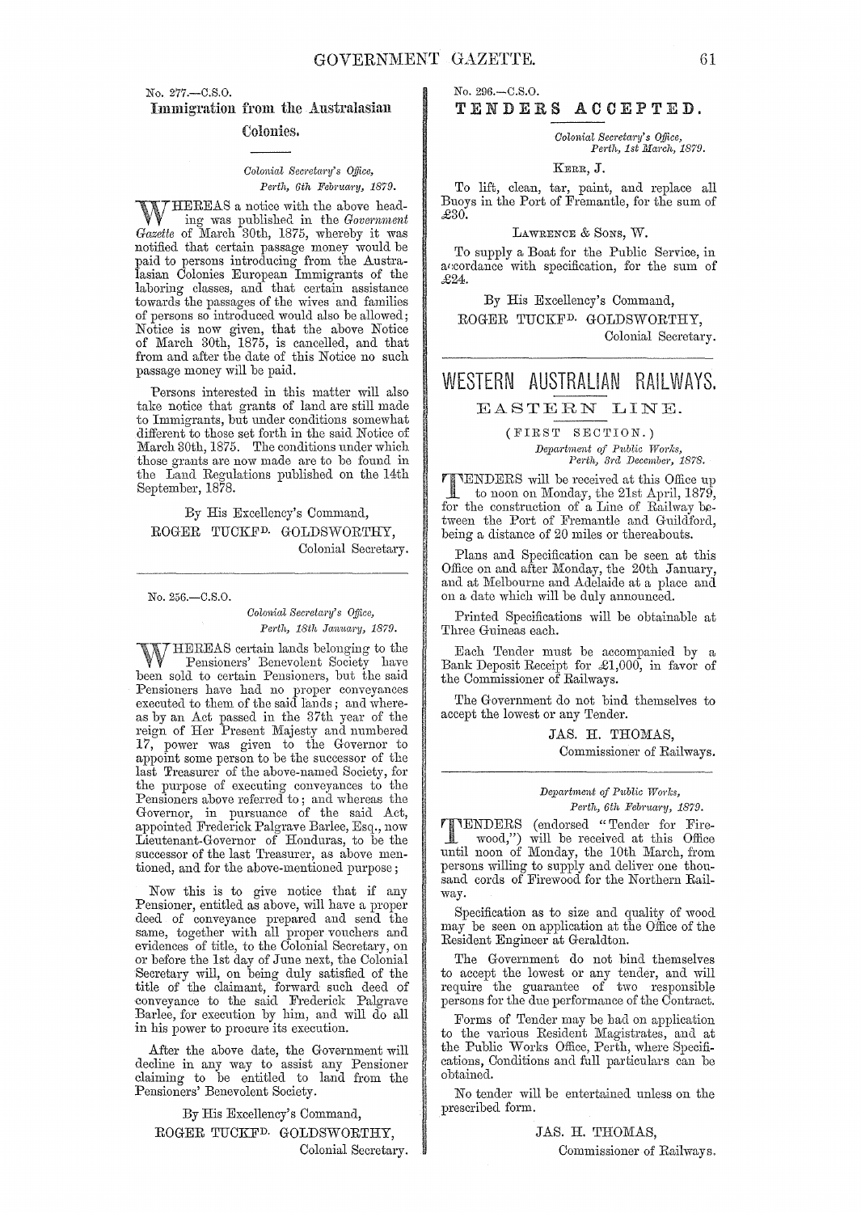No. 277.—C.S.O.

## Immigration from the Australasian Colonies.

*Colonial Secretary's Office, Perth, 6th February, 1879.*

WHEREAS a notice with the above heading was published in the *Government Gazette* of March 30th, 1875, whereby it was notified that certain passage money would be paid to persons introducing from the Australasian Colonies European Immigrants of the laboring classes, and that certain assistance towards the passages of the wives and families of persons so introduced would also be allowed; Notice is now given, that the above Notice of March 30th, 1875, is cancelled, and that from and after the date of this Notice no such passage money will be paid.

Persons interested in this matter will also take notice that grants of land are still made to Immigrants, but under conditions somewhat different to those set forth in the said Notice of March 30th, 1875. The conditions under which those grants are now made are to be found in the Land Regulations published on the 14th September, 1878.

By His Excellency's Command,
ROGER TUCKFD. GOLDSWORTHY,
Colonial Secretary.

---

No. 256.—C.S.O.

*Colonial Secretary's Office, Perth, 18th January, 1879.*

WHEREAS certain lands belonging to the Pensioners' Benevolent Society have been sold to certain Pensioners, but the said Pensioners have had no proper conveyances executed to them of the said lands; and whereas by an Act passed in the 37th year of the reign of Her Present Majesty and numbered 17, power was given to the Governor to appoint some person to be the successor of the last Treasurer of the above-named Society, for the purpose of executing conveyances to the Pensioners above referred to; and whereas the Governor, in pursuance of the said Act, appointed Frederick Palgrave Barlee, Esq., now Lieutenant-Governor of Honduras, to be the successor of the last Treasurer, as above mentioned, and for the above-mentioned purpose;

Now this is to give notice that if any Pensioner, entitled as above, will have a proper deed of conveyance prepared and send the same, together with all proper vouchers and evidences of title, to the Colonial Secretary, on or before the 1st day of June next, the Colonial Secretary will, on being duly satisfied of the title of the claimant, forward such deed of conveyance to the said Frederick Palgrave Barlee, for execution by him, and will do all in his power to procure its execution.

After the above date, the Government will decline in any way to assist any Pensioner claiming to be entitled to land from the Pensioners' Benevolent Society.

By His Excellency's Command,
ROGER TUCKFD. GOLDSWORTHY,
Colonial Secretary.

---

No. 296.—C.S.O.

## TENDERS ACCEPTED.

*Colonial Secretary's Office, Perth, 1st March, 1879.*

KERR, J.

To lift, clean, tar, paint, and replace all Buoys in the Port of Fremantle, for the sum of £30.

LAWRENCE & SONS, W.

To supply a Boat for the Public Service, in accordance with specification, for the sum of £24.

By His Excellency's Command,
ROGER TUCKFD. GOLDSWORTHY,
Colonial Secretary.

---

# WESTERN AUSTRALIAN RAILWAYS.

## EASTERN LINE.

(FIRST SECTION.)

*Department of Public Works, Perth, 3rd December, 1878.*

TENDERS will be received at this Office up to noon on Monday, the 21st April, 1879, for the construction of a Line of Railway between the Port of Fremantle and Guildford, being a distance of 20 miles or thereabouts.

Plans and Specification can be seen at this Office on and after Monday, the 20th January, and at Melbourne and Adelaide at a place and on a date which will be duly announced.

Printed Specifications will be obtainable at Three Guineas each.

Each Tender must be accompanied by a Bank Deposit Receipt for £1,000, in favor of the Commissioner of Railways.

The Government do not bind themselves to accept the lowest or any Tender.

JAS. H. THOMAS,
Commissioner of Railways.

---

*Department of Public Works, Perth, 6th February, 1879.*

TENDERS (endorsed "Tender for Firewood,") will be received at this Office until noon of Monday, the 10th March, from persons willing to supply and deliver one thousand cords of Firewood for the Northern Railway.

Specification as to size and quality of wood may be seen on application at the Office of the Resident Engineer at Geraldton.

The Government do not bind themselves to accept the lowest or any tender, and will require the guarantee of two responsible persons for the due performance of the Contract.

Forms of Tender may be had on application to the various Resident Magistrates, and at the Public Works Office, Perth, where Specifications, Conditions and full particulars can be obtained.

No tender will be entertained unless on the prescribed form.

JAS. H. THOMAS,
Commissioner of Railways.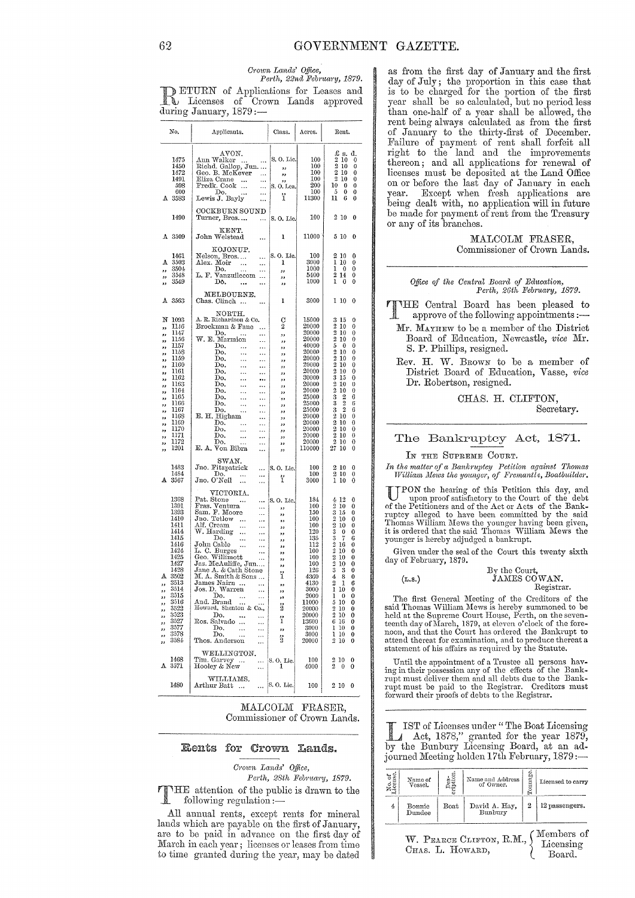*Crown Lands' Office,*
*Perth, 22nd February, 1879.*

RETURN of Applications for Leases and Licenses of Crown Lands approved during January, 1879:—

| No. | Applicants. | Class. | Acres. | Rent. £ s. d. |
|---|---|---|---|---|
| | AVON. | | | |
| 1475 | Ann Walker ... | S. O. Lic. | 100 | 2 10 0 |
| 1450 | Richd. Gallop, Jun. ... | ,, | 100 | 2 10 0 |
| 1472 | Geo. B. McKever ... | ,, | 100 | 2 10 0 |
| 1491 | Eliza Crane ... | ,, | 100 | 2 10 0 |
| 598 | Fredk. Cook ... | S. O. Lea. | 200 | 10 0 0 |
| 600 | Do. ... | ,, | 100 | 5 0 0 |
| A 3583 | Lewis J. Bayly ... | 1 | 11300 | 11 6 0 |
| | COCKBURN SOUND | | | |
| 1490 | Turner, Bros.... ... | S. O. Lic. | 100 | 2 10 0 |
| | KENT. | | | |
| A 3509 | John Welstead ... | 1 | 11000 | 5 10 0 |
| | KOJONUP. | | | |
| 1461 | Nelson, Bros.... ... | S. O. Lic. | 100 | 2 10 0 |
| A 3503 | Alex. Moir ... | 1 | 3000 | 1 10 0 |
| ,, 3504 | Do. ... | ,, | 1000 | 1 0 0 |
| ,, 3548 | L. F. Vanzuilecom ... | ,, | 5400 | 2 14 0 |
| ,, 3549 | Do. ... | ,, | 1000 | 1 0 0 |
| | MELBOURNE. | | | |
| A 3563 | Chas. Clinch ... | 1 | 3000 | 1 10 0 |
| | NORTH. | | | |
| N 1093 | A. R. Richardson & Co. | C | 15000 | 3 15 0 |
| ,, 1146 | Brockman & Fane ... | 2 | 20000 | 2 10 0 |
| ,, 1147 | Do. ... | ,, | 20000 | 2 10 0 |
| ,, 1156 | W. E. Marmion ... | ,, | 20000 | 2 10 0 |
| ,, 1157 | Do. ... | ,, | 40000 | 5 0 0 |
| ,, 1158 | Do. ... | ,, | 20000 | 2 10 0 |
| ,, 1159 | Do. ... | ,, | 20000 | 2 10 0 |
| ,, 1160 | Do. ... | ,, | 20000 | 2 10 0 |
| ,, 1161 | Do. ... | ,, | 20000 | 2 10 0 |
| ,, 1162 | Do. ... | ,, | 30000 | 3 15 0 |
| ,, 1163 | Do. ... | ,, | 20000 | 2 10 0 |
| ,, 1164 | Do. ... | ,, | 20000 | 2 10 0 |
| ,, 1165 | Do. ... | ,, | 25000 | 3 2 6 |
| ,, 1166 | Do. ... | ,, | 25000 | 3 2 6 |
| ,, 1167 | Do. ... | ,, | 25000 | 3 2 6 |
| ,, 1168 | E. H. Higham ... | ,, | 20000 | 2 10 0 |
| ,, 1169 | Do. ... | ,, | 20000 | 2 10 0 |
| ,, 1170 | Do. ... | ,, | 20000 | 2 10 0 |
| ,, 1171 | Do. ... | ,, | 20000 | 2 10 0 |
| ,, 1172 | Do. ... | ,, | 20000 | 2 10 0 |
| ,, 1201 | E. A. Von Bibra ... | ,, | 110000 | 27 10 0 |
| | SWAN. | | | |
| 1483 | Jno. Fitzpatrick ... | S. O. Lic. | 100 | 2 10 0 |
| 1484 | Do. ... | ,, | 100 | 2 10 0 |
| A 3567 | Jno. O'Neil ... | 1 | 3000 | 1 10 0 |
| | VICTORIA. | | | |
| 1368 | Pat. Stone ... | S. O. Lic. | 184 | 4 12 0 |
| 1391 | Fras. Ventura ... | ,, | 100 | 2 10 0 |
| 1393 | Sam. F. Moore ... | ,, | 150 | 3 15 0 |
| 1410 | Jno. Tetlow ... | ,, | 160 | 3 10 0 |
| 1411 | Alf. Cream ... | ,, | 100 | 2 10 0 |
| 1414 | W. Harding ... | ,, | 120 | 3 0 0 |
| 1415 | Do. ... | ,, | 135 | 3 7 6 |
| 1416 | John Cable ... | ,, | 112 | 2 16 0 |
| 1424 | L. C. Burges ... | ,, | 100 | 2 10 0 |
| 1425 | Geo. Willimott ... | ,, | 100 | 2 10 0 |
| 1427 | Jas. McAuliffe, Jun.... | ,, | 100 | 2 10 0 |
| 1428 | Jane A. & Cath Stone | ,, | 126 | 3 3 0 |
| A 3502 | M. A. Smith & Sons ... | 1 | 4360 | 4 6 0 |
| ,, 3513 | James Nairn ... | ,, | 4130 | 2 1 6 |
| ,, 3514 | Jos. D. Warren ... | ,, | 3000 | 1 10 0 |
| ,, 3515 | Do. ... | ,, | 2000 | 1 0 0 |
| ,, 3516 | And. Brand ... | ,, | 11000 | 5 10 0 |
| ,, 3522 | Howard, Shenton & Co., | 2 | 20000 | 2 10 0 |
| ,, 3523 | Do. ... | ,, | 20000 | 2 10 0 |
| ,, 3527 | Ros. Salvado ... | 1 | 13600 | 6 16 0 |
| ,, 3577 | Do. ... | ,, | 3000 | 1 10 0 |
| ,, 3578 | Do. ... | ,, | 3000 | 1 10 0 |
| ,, 3584 | Thos. Anderson ... | 2 | 20000 | 2 10 0 |
| | WELLINGTON. | | | |
| 1468 | Tim. Garvey ... | S. O. Lic. | 100 | 2 10 0 |
| A 3571 | Hooley & New ... | 1 | 4000 | 2 0 0 |
| | WILLIAMS. | | | |
| 1480 | Arthur Batt ... | S. O. Lic. | 100 | 2 10 0 |

MALCOLM FRASER,
Commissioner of Crown Lands.

---

## Rents for Crown Lands.

*Crown Lands' Office,*
*Perth, 28th February, 1879.*

THE attention of the public is drawn to the following regulation:—

All annual rents, except rents for mineral lands which are payable on the first of January, are to be paid in advance on the first day of March in each year; licenses or leases from time to time granted during the year, may be dated as from the first day of January and the first day of July; the proportion in this case that is to be charged for the portion of the first year shall be so calculated, but no period less than one-half of a year shall be allowed, the rent being always calculated as from the first of January to the thirty-first of December. Failure of payment of rent shall forfeit all right to the land and the improvements thereon; and all applications for renewal of licenses must be deposited at the Land Office on or before the last day of January in each year. Except when fresh applications are being dealt with, no application will in future be made for payment of rent from the Treasury or any of its branches.

MALCOLM FRASER,
Commissioner of Crown Lands.

---

*Office of the Central Board of Education,*
*Perth, 26th February, 1879.*

THE Central Board has been pleased to approve of the following appointments:—

Mr. MAYHEW to be a member of the District Board of Education, Newcastle, *vice* Mr. S. P. Phillips, resigned.

Rev. H. W. BROWN to be a member of District Board of Education, Vasse, *vice* Dr. Robertson, resigned.

CHAS. H. CLIFTON,
Secretary.

---

## The Bankruptcy Act, 1871.

IN THE SUPREME COURT.

*In the matter of a Bankruptcy Petition against Thomas William Mews the younger, of Fremantle, Boatbuilder.*

UPON the hearing of this Petition this day, and upon proof satisfactory to the Court of the debt of the Petitioners and of the Act or Acts of the Bankruptcy alleged to have been committed by the said Thomas William Mews the younger having been given, it is ordered that the said Thomas William Mews the younger is hereby adjudged a bankrupt.

Given under the seal of the Court this twenty sixth day of February, 1879.

By the Court,
(L.S.) JAMES COWAN.
Registrar.

The first General Meeting of the Creditors of the said Thomas William Mews is hereby summoned to be held at the Supreme Court House, Perth, on the seventeenth day of March, 1879, at eleven o'clock of the forenoon, and that the Court has ordered the Bankrupt to attend thereat for examination, and to produce thereat a statement of his affairs as required by the Statute.

Until the appointment of a Trustee all persons having in their possession any of the effects of the Bankrupt must deliver them and all debts due to the Bankrupt must be paid to the Registrar. Creditors must forward their proofs of debts to the Registrar.

---

LIST of Licenses under "The Boat Licensing Act, 1878," granted for the year 1879, by the Bunbury Licensing Board, at an adjourned Meeting holden 17th February, 1879:—

| No. of License. | Name of Vessel. | Description. | Name and Address of Owner. | Tonnage. | Licensed to carry |
|---|---|---|---|---|---|
| 4 | Bonnie Dundee | Boat | David A. Hay, Bunbury | 2 | 12 passengers. |

W. PEARCE CLIFTON, R.M., CHAS. L. HOWARD, } Members of Licensing Board.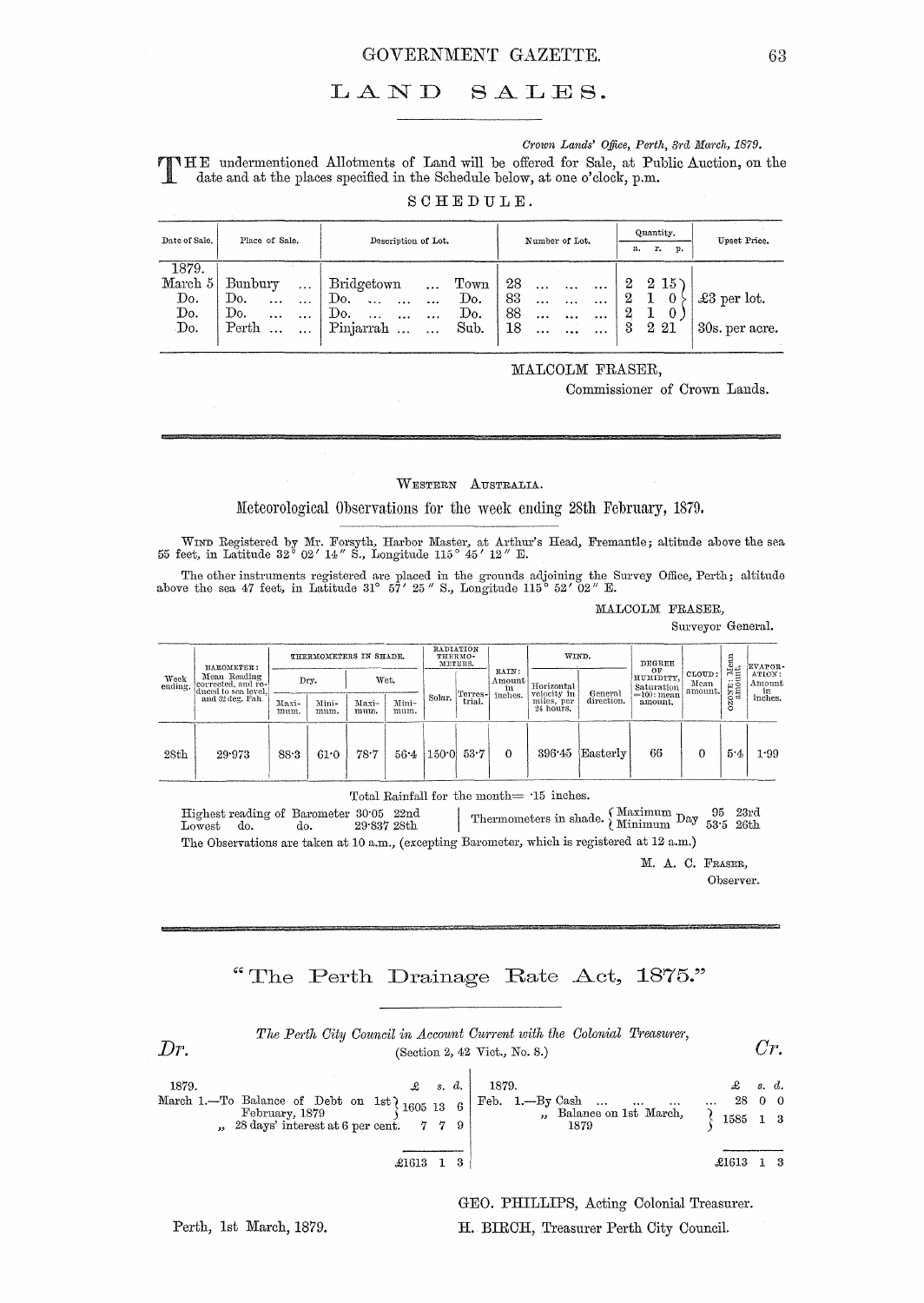# LAND SALES.

*Crown Lands' Office, Perth, 3rd March, 1879.*

THE undermentioned Allotments of Land will be offered for Sale, at Public Auction, on the date and at the places specified in the Schedule below, at one o'clock, p.m.

## SCHEDULE.

| Date of Sale. | Place of Sale. | Description of Lot. | | Number of Lot. | Quantity. a. | r. | p. | Upset Price. |
|---|---|---|---|---|---|---|---|---|
| 1879. | | | | | | | | |
| March 5 | Bunbury ... | Bridgetown ... | Town | 28 ... ... ... | 2 | 2 | 15 | £3 per lot. |
| Do. | Do. ... ... | Do. ... ... ... | Do. | 83 ... ... ... | 2 | 1 | 0 | |
| Do. | Do. ... ... | Do. ... ... ... | Do. | 88 ... ... ... | 2 | 1 | 0 | |
| Do. | Perth ... ... | Pinjarrah ... ... | Sub. | 18 ... ... ... | 3 | 2 | 21 | 30s. per acre. |

MALCOLM FRASER,
Commissioner of Crown Lands.

---

WESTERN AUSTRALIA.

## Meteorological Observations for the week ending 28th February, 1879.

WIND Registered by Mr. Forsyth, Harbor Master, at Arthur's Head, Fremantle; altitude above the sea 55 feet, in Latitude 32° 02′ 14″ S., Longitude 115° 45′ 12″ E.

The other instruments registered are placed in the grounds adjoining the Survey Office, Perth; altitude above the sea 47 feet, in Latitude 31° 57′ 25″ S., Longitude 115° 52′ 02″ E.

MALCOLM FRASER,
Surveyor General.

| Week ending. | BAROMETER: Mean Reading corrected, and reduced to sea level, and 32 deg. Fah. | THERMOMETERS IN SHADE. Dry. Maximum. | Dry. Minimum. | Wet. Maximum. | Wet. Minimum. | RADIATION THERMOMETERS. Solar. | Terrestrial. | RAIN: Amount in inches. | WIND. Horizontal velocity in miles, per 24 hours. | WIND. General direction. | DEGREE OF HUMIDITY, Saturation =100: mean amount. | CLOUD: Mean amount. | OZONE: Mean amount. | EVAPORATION: Amount in inches. |
|---|---|---|---|---|---|---|---|---|---|---|---|---|---|---|
| 28th | 29·973 | 88·3 | 61·0 | 78·7 | 56·4 | 150·0 | 53·7 | 0 | 396·45 | Easterly | 66 | 0 | 5·4 | 1·99 |

Total Rainfall for the month= ·15 inches.

Highest reading of Barometer 30·05 22nd
Lowest do. do. 29·837 28th

Thermometers in shade. Maximum Day 95 23rd; Minimum Day 53·5 26th

The Observations are taken at 10 a.m., (excepting Barometer, which is registered at 12 a.m.)

M. A. C. FRASER,
Observer.

---

# "The Perth Drainage Rate Act, 1875."

*The Perth City Council in Account Current with the Colonial Treasurer,*
(Section 2, 42 Vict., No. 8.)

| *Dr.* | £ | s. | d. | *Cr.* | £ | s. | d. |
|---|---|---|---|---|---|---|---|
| 1879. | | | | 1879. | | | |
| March 1.—To Balance of Debt on 1st February, 1879 | 1605 | 13 | 6 | Feb. 1.—By Cash ... ... ... ... | 28 | 0 | 0 |
| " 28 days' interest at 6 per cent. | 7 | 7 | 9 | " Balance on 1st March, 1879 | 1585 | 1 | 3 |
| | £1613 | 1 | 3 | | £1613 | 1 | 3 |

GEO. PHILLIPS, Acting Colonial Treasurer.
H. BIRCH, Treasurer Perth City Council.

Perth, 1st March, 1879.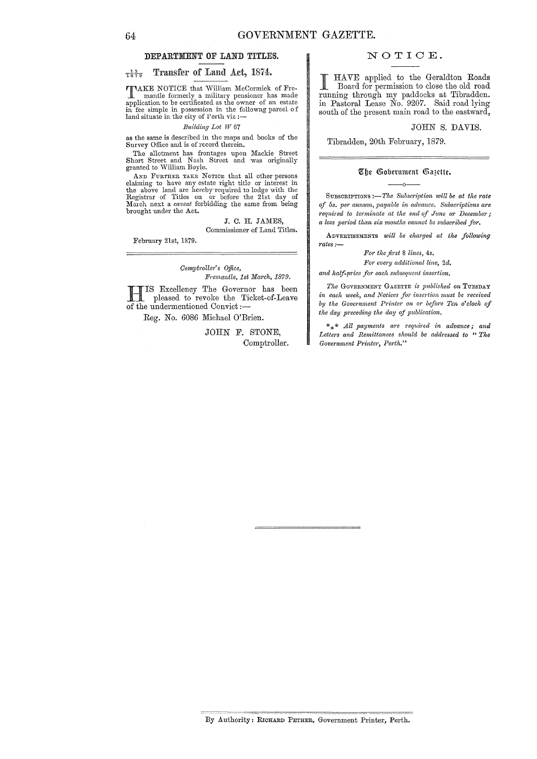## DEPARTMENT OF LAND TITLES.

$\frac{13}{1879}$ **Transfer of Land Act, 1874.**

TAKE NOTICE that William McCormick of Fremantle formerly a military pensioner has made application to be certificated as the owner of an estate in fee simple in possession in the followng parcel of land situate in the city of Perth viz :—

*Building Lot W 67*

as the same is described in the maps and books of the Survey Office and is of record therein.

The allotment has frontages upon Mackie Street Short Street and Nash Street and was originally granted to William Boyle.

AND FURTHER TAKE NOTICE that all other persons claiming to have any estate right title or interest in the above land are hereby required to lodge with the Registrar of Titles on or before the 21st day of March next a *caveat* forbidding the same from being brought under the Act.

J. C. H. JAMES,
Commissioner of Land Titles.

February 21st, 1879.

---

*Comptroller's Office,*
*Fremantle, 1st March, 1879.*

HIS Excellency The Governor has been pleased to revoke the Ticket-of-Leave of the undermentioned Convict:—

Reg. No. 6086 Michael O'Brien.

JOHN F. STONE,
Comptroller.

---

## NOTICE.

I HAVE applied to the Geraldton Roads Board for permission to close the old road running through my paddocks at Tibradden. in Pastoral Lease No. 9207. Said road lying south of the present main road to the eastward,

JOHN S. DAVIS.

Tibradden, 20th February, 1879.

---

### The Government Gazette.

SUBSCRIPTIONS :—*The Subscription will be at the rate of 5s. per annum, payable in advance. Subscriptions are required to terminate at the end of June or December; a less period than six months cannot be subscribed for.*

ADVERTISEMENTS *will be charged at the following rates :—*

*For the first 8 lines, 4s.*

*For every additional line, 2d.*

*and half-price for each subsequent insertion.*

*The* GOVERNMENT GAZETTE *is published on* TUESDAY *in each week, and Notices for insertion must be received by the Government Printer on or before Ten o'clock of the day preceding the day of publication.*

\*\*\* *All payments are required in advance; and Letters and Remittances should be addressed to "The Government Printer, Perth."*

---

By Authority: RICHARD PETHER, Government Printer, Perth.